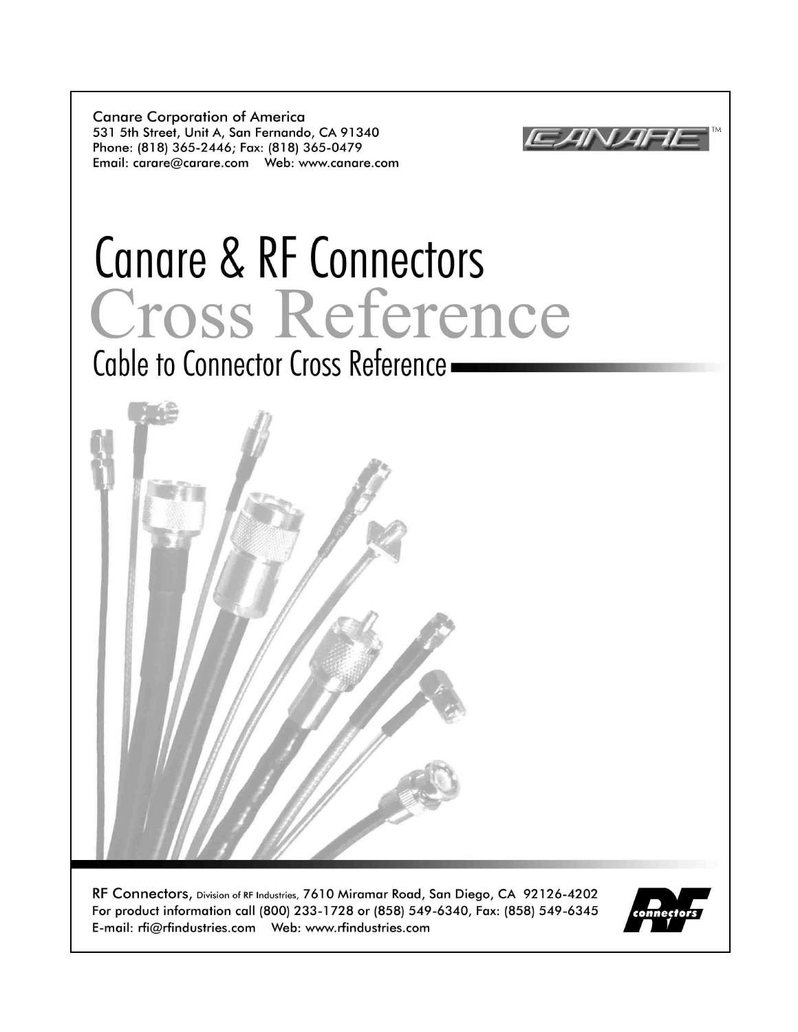Canare Corporation of America
531 5th Street, Unit A, San Fernando, CA 91340
Phone: (818) 365-2446; Fax: (818) 365-0479
Email: carare@carare.com Web: www.canare.com

# Canare & RF Connectors

# Cross Reference

## Cable to Connector Cross Reference

RF Connectors, Division of RF Industries, 7610 Miramar Road, San Diego, CA 92126-4202
For product information call (800) 233-1728 or (858) 549-6340, Fax: (858) 549-6345
E-mail: rfi@rfindustries.com Web: www.rfindustries.com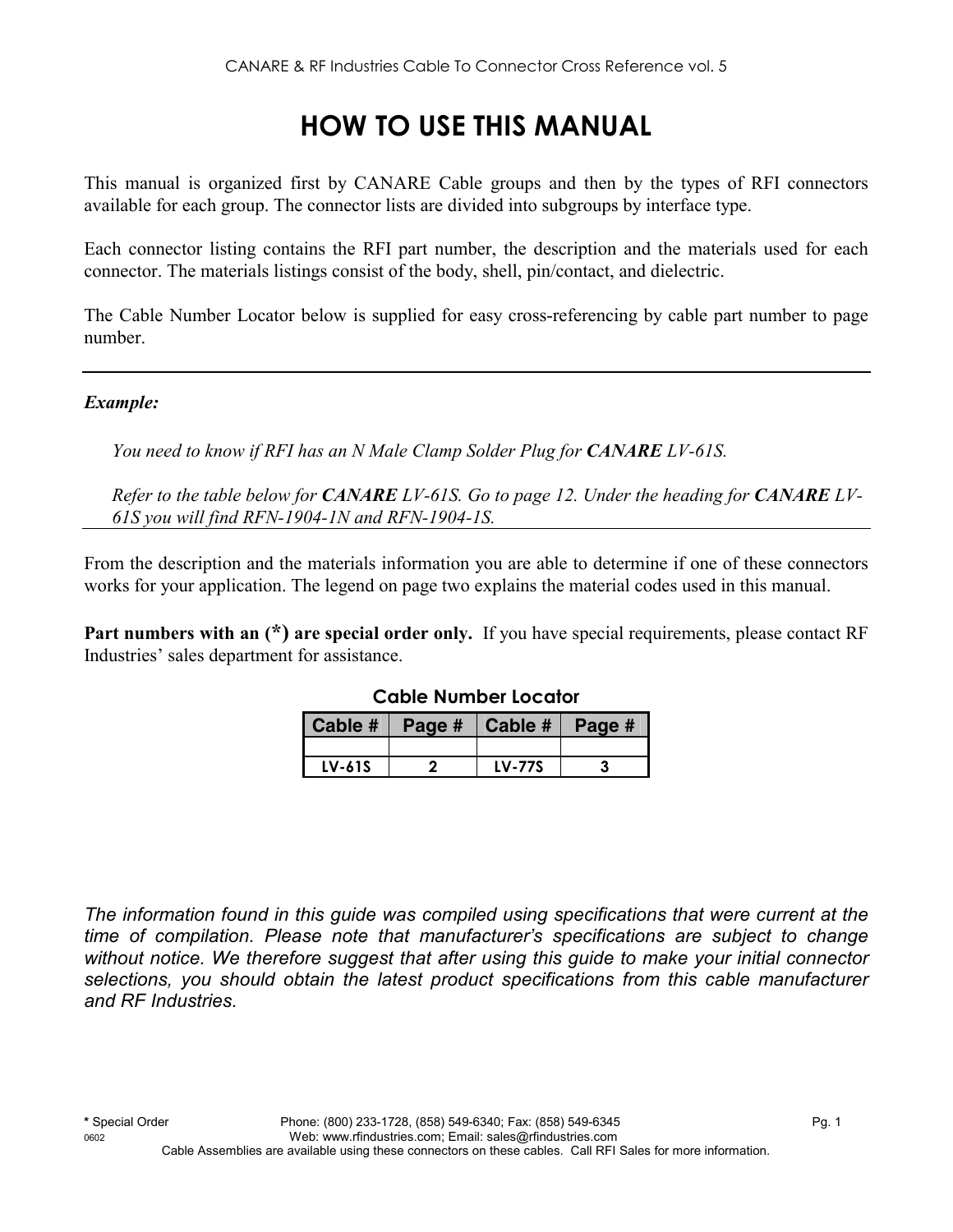# HOW TO USE THIS MANUAL

This manual is organized first by CANARE Cable groups and then by the types of RFI connectors available for each group. The connector lists are divided into subgroups by interface type.

Each connector listing contains the RFI part number, the description and the materials used for each connector. The materials listings consist of the body, shell, pin/contact, and dielectric.

The Cable Number Locator below is supplied for easy cross-referencing by cable part number to page number.

---

***Example:***

*You need to know if RFI has an N Male Clamp Solder Plug for **CANARE** LV-61S.*

*Refer to the table below for **CANARE** LV-61S. Go to page 12. Under the heading for **CANARE** LV-61S you will find RFN-1904-1N and RFN-1904-1S.*

---

From the description and the materials information you are able to determine if one of these connectors works for your application. The legend on page two explains the material codes used in this manual.

**Part numbers with an (*) are special order only.** If you have special requirements, please contact RF Industries' sales department for assistance.

**Cable Number Locator**

| Cable # | Page # | Cable # | Page # |
|---|---|---|---|
| | | | |
| LV-61S | 2 | LV-77S | 3 |

*The information found in this guide was compiled using specifications that were current at the time of compilation. Please note that manufacturer's specifications are subject to change without notice. We therefore suggest that after using this guide to make your initial connector selections, you should obtain the latest product specifications from this cable manufacturer and RF Industries.*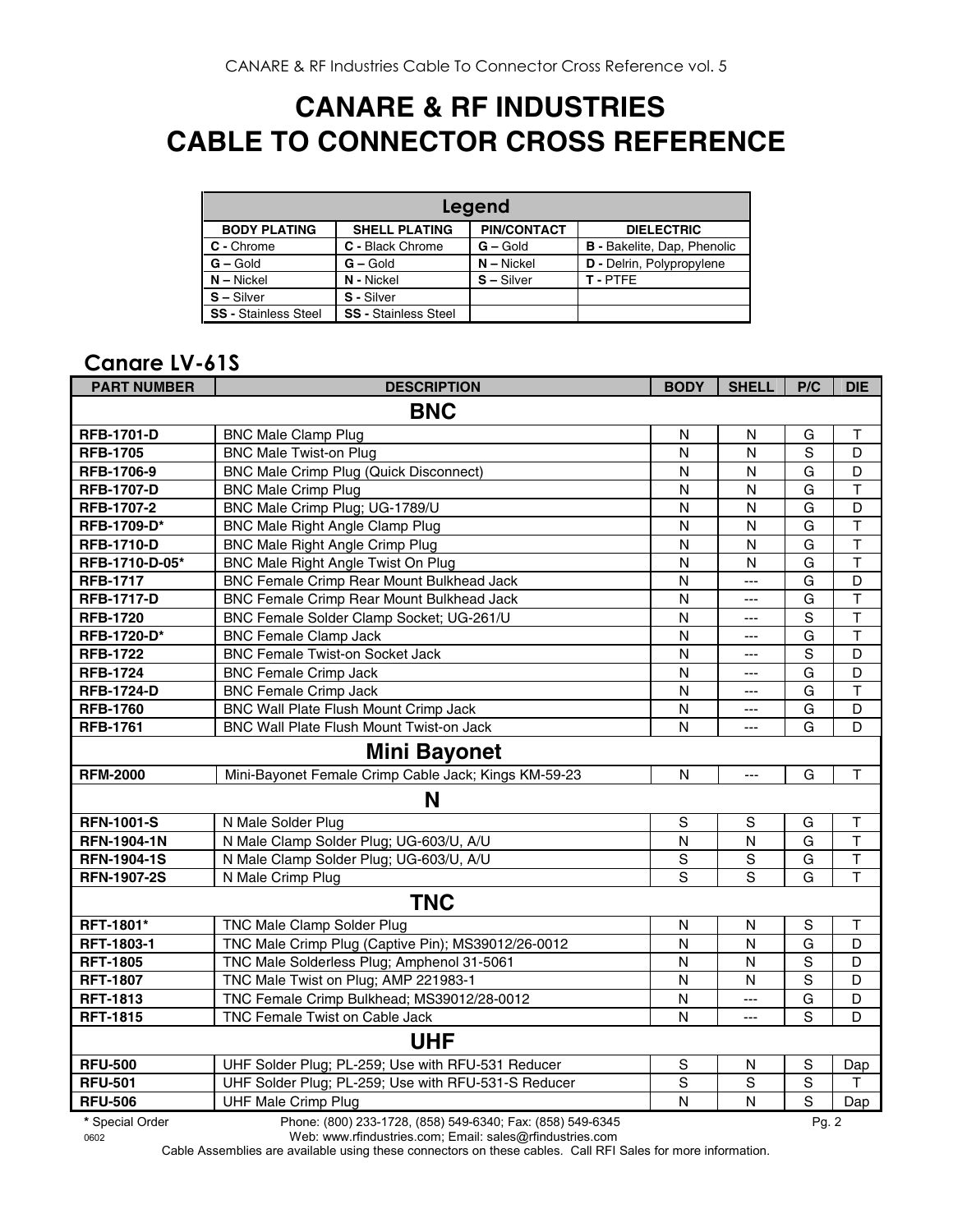# CANARE & RF INDUSTRIES
# CABLE TO CONNECTOR CROSS REFERENCE

| Legend | | | |
|---|---|---|---|
| **BODY PLATING** | **SHELL PLATING** | **PIN/CONTACT** | **DIELECTRIC** |
| **C -** Chrome | **C -** Black Chrome | **G –** Gold | **B -** Bakelite, Dap, Phenolic |
| **G –** Gold | **G –** Gold | **N –** Nickel | **D -** Delrin, Polypropylene |
| **N –** Nickel | **N -** Nickel | **S –** Silver | **T -** PTFE |
| **S –** Silver | **S -** Silver | | |
| **SS -** Stainless Steel | **SS -** Stainless Steel | | |

## Canare LV-61S

| PART NUMBER | DESCRIPTION | BODY | SHELL | P/C | DIE |
|---|---|---|---|---|---|
| | **BNC** | | | | |
| **RFB-1701-D** | BNC Male Clamp Plug | N | N | G | T |
| **RFB-1705** | BNC Male Twist-on Plug | N | N | S | D |
| **RFB-1706-9** | BNC Male Crimp Plug (Quick Disconnect) | N | N | G | D |
| **RFB-1707-D** | BNC Male Crimp Plug | N | N | G | T |
| **RFB-1707-2** | BNC Male Crimp Plug; UG-1789/U | N | N | G | D |
| **RFB-1709-D*** | BNC Male Right Angle Clamp Plug | N | N | G | T |
| **RFB-1710-D** | BNC Male Right Angle Crimp Plug | N | N | G | T |
| **RFB-1710-D-05*** | BNC Male Right Angle Twist On Plug | N | N | G | T |
| **RFB-1717** | BNC Female Crimp Rear Mount Bulkhead Jack | N | --- | G | D |
| **RFB-1717-D** | BNC Female Crimp Rear Mount Bulkhead Jack | N | --- | G | T |
| **RFB-1720** | BNC Female Solder Clamp Socket; UG-261/U | N | --- | S | T |
| **RFB-1720-D*** | BNC Female Clamp Jack | N | --- | G | T |
| **RFB-1722** | BNC Female Twist-on Socket Jack | N | --- | S | D |
| **RFB-1724** | BNC Female Crimp Jack | N | --- | G | D |
| **RFB-1724-D** | BNC Female Crimp Jack | N | --- | G | T |
| **RFB-1760** | BNC Wall Plate Flush Mount Crimp Jack | N | --- | G | D |
| **RFB-1761** | BNC Wall Plate Flush Mount Twist-on Jack | N | --- | G | D |
| | **Mini Bayonet** | | | | |
| **RFM-2000** | Mini-Bayonet Female Crimp Cable Jack; Kings KM-59-23 | N | --- | G | T |
| | **N** | | | | |
| **RFN-1001-S** | N Male Solder Plug | S | S | G | T |
| **RFN-1904-1N** | N Male Clamp Solder Plug; UG-603/U, A/U | N | N | G | T |
| **RFN-1904-1S** | N Male Clamp Solder Plug; UG-603/U, A/U | S | S | G | T |
| **RFN-1907-2S** | N Male Crimp Plug | S | S | G | T |
| | **TNC** | | | | |
| **RFT-1801*** | TNC Male Clamp Solder Plug | N | N | S | T |
| **RFT-1803-1** | TNC Male Crimp Plug (Captive Pin); MS39012/26-0012 | N | N | G | D |
| **RFT-1805** | TNC Male Solderless Plug; Amphenol 31-5061 | N | N | S | D |
| **RFT-1807** | TNC Male Twist on Plug; AMP 221983-1 | N | N | S | D |
| **RFT-1813** | TNC Female Crimp Bulkhead; MS39012/28-0012 | N | --- | G | D |
| **RFT-1815** | TNC Female Twist on Cable Jack | N | --- | S | D |
| | **UHF** | | | | |
| **RFU-500** | UHF Solder Plug; PL-259; Use with RFU-531 Reducer | S | N | S | Dap |
| **RFU-501** | UHF Solder Plug; PL-259; Use with RFU-531-S Reducer | S | S | S | T |
| **RFU-506** | UHF Male Crimp Plug | N | N | S | Dap |

**\*** Special Order

Phone: (800) 233-1728, (858) 549-6340; Fax: (858) 549-6345
Web: www.rfindustries.com; Email: sales@rfindustries.com

Cable Assemblies are available using these connectors on these cables. Call RFI Sales for more information.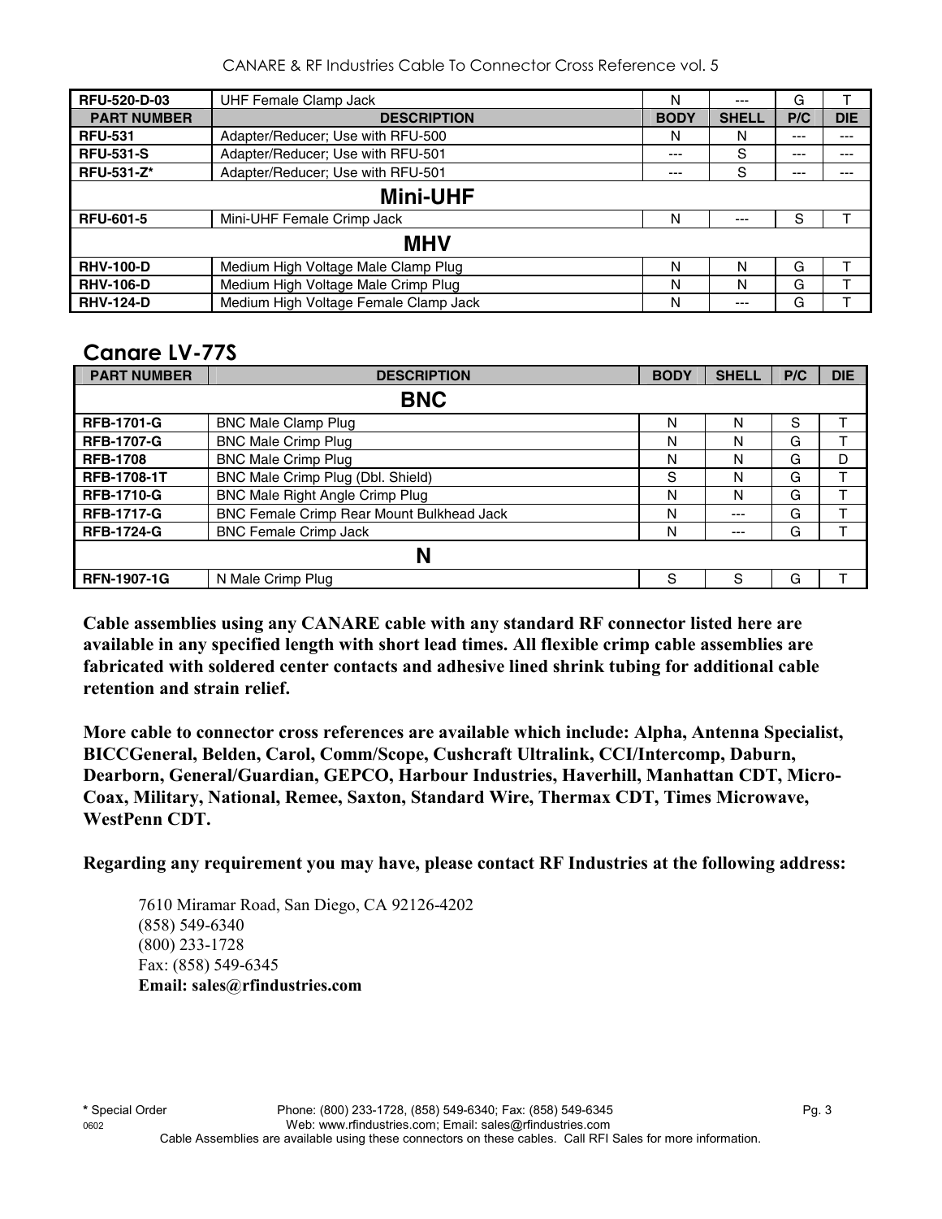| | | | | | |
|---|---|---|---|---|---|
| **RFU-520-D-03** | UHF Female Clamp Jack | N | --- | G | T |
| **PART NUMBER** | **DESCRIPTION** | **BODY** | **SHELL** | **P/C** | **DIE** |
| **RFU-531** | Adapter/Reducer; Use with RFU-500 | N | N | --- | --- |
| **RFU-531-S** | Adapter/Reducer; Use with RFU-501 | --- | S | --- | --- |
| **RFU-531-Z*** | Adapter/Reducer; Use with RFU-501 | --- | S | --- | --- |
| | **Mini-UHF** | | | | |
| **RFU-601-5** | Mini-UHF Female Crimp Jack | N | --- | S | T |
| | **MHV** | | | | |
| **RHV-100-D** | Medium High Voltage Male Clamp Plug | N | N | G | T |
| **RHV-106-D** | Medium High Voltage Male Crimp Plug | N | N | G | T |
| **RHV-124-D** | Medium High Voltage Female Clamp Jack | N | --- | G | T |

## Canare LV-77S

| PART NUMBER | DESCRIPTION | BODY | SHELL | P/C | DIE |
|---|---|---|---|---|---|
| | **BNC** | | | | |
| **RFB-1701-G** | BNC Male Clamp Plug | N | N | S | T |
| **RFB-1707-G** | BNC Male Crimp Plug | N | N | G | T |
| **RFB-1708** | BNC Male Crimp Plug | N | N | G | D |
| **RFB-1708-1T** | BNC Male Crimp Plug (Dbl. Shield) | S | N | G | T |
| **RFB-1710-G** | BNC Male Right Angle Crimp Plug | N | N | G | T |
| **RFB-1717-G** | BNC Female Crimp Rear Mount Bulkhead Jack | N | --- | G | T |
| **RFB-1724-G** | BNC Female Crimp Jack | N | --- | G | T |
| | **N** | | | | |
| **RFN-1907-1G** | N Male Crimp Plug | S | S | G | T |

**Cable assemblies using any CANARE cable with any standard RF connector listed here are available in any specified length with short lead times. All flexible crimp cable assemblies are fabricated with soldered center contacts and adhesive lined shrink tubing for additional cable retention and strain relief.**

**More cable to connector cross references are available which include: Alpha, Antenna Specialist, BICCGeneral, Belden, Carol, Comm/Scope, Cushcraft Ultralink, CCI/Intercomp, Daburn, Dearborn, General/Guardian, GEPCO, Harbour Industries, Haverhill, Manhattan CDT, Micro-Coax, Military, National, Remee, Saxton, Standard Wire, Thermax CDT, Times Microwave, WestPenn CDT.**

**Regarding any requirement you may have, please contact RF Industries at the following address:**

7610 Miramar Road, San Diego, CA 92126-4202
(858) 549-6340
(800) 233-1728
Fax: (858) 549-6345
**Email: sales@rfindustries.com**

**\*** Special Order

Cable Assemblies are available using these connectors on these cables. Call RFI Sales for more information.